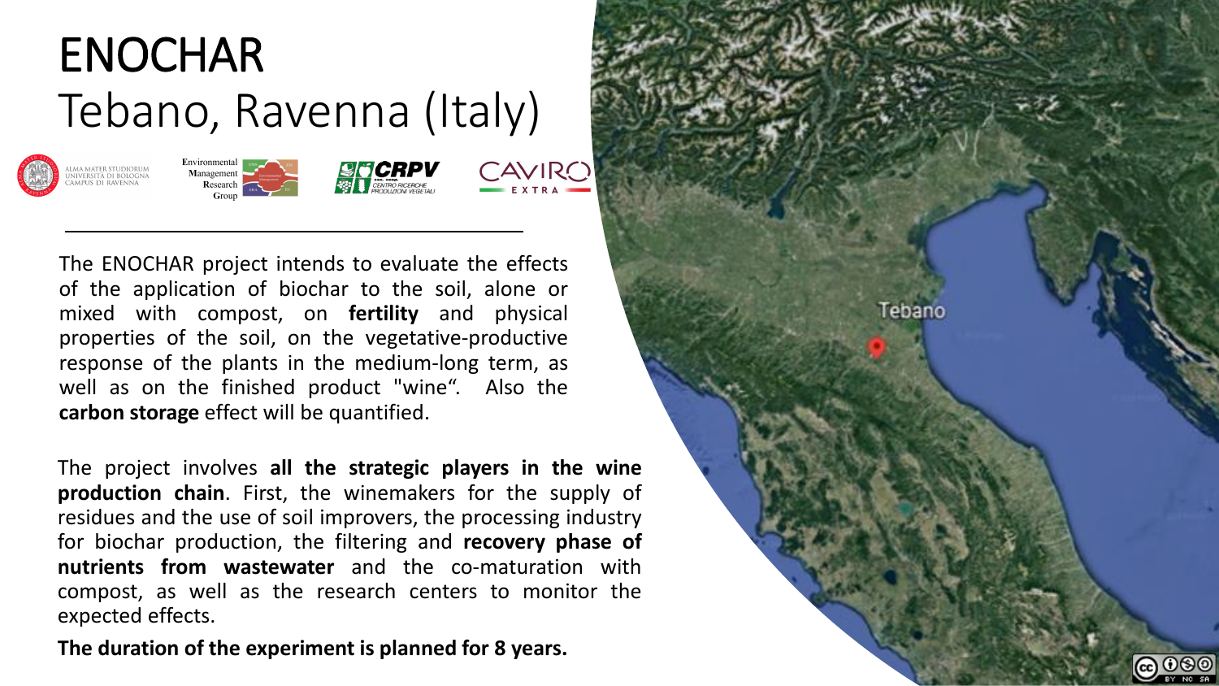# ENOCHAR
## Tebano, Ravenna (Italy)

The ENOCHAR project intends to evaluate the effects of the application of biochar to the soil, alone or mixed with compost, on **fertility** and physical properties of the soil, on the vegetative-productive response of the plants in the medium-long term, as well as on the finished product "wine". Also the **carbon storage** effect will be quantified.

The project involves **all the strategic players in the wine production chain**. First, the winemakers for the supply of residues and the use of soil improvers, the processing industry for biochar production, the filtering and **recovery phase of nutrients from wastewater** and the co-maturation with compost, as well as the research centers to monitor the expected effects.

**The duration of the experiment is planned for 8 years.**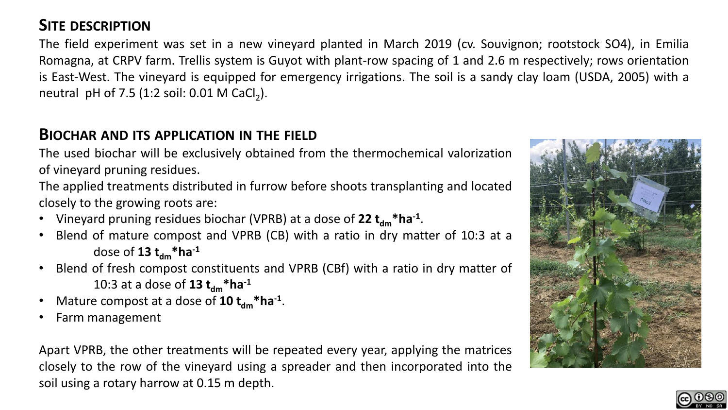## Site description

The field experiment was set in a new vineyard planted in March 2019 (cv. Souvignon; rootstock SO4), in Emilia Romagna, at CRPV farm. Trellis system is Guyot with plant-row spacing of 1 and 2.6 m respectively; rows orientation is East-West. The vineyard is equipped for emergency irrigations. The soil is a sandy clay loam (USDA, 2005) with a neutral pH of 7.5 (1:2 soil: 0.01 M $CaCl_2$).

## Biochar and its application in the field

The used biochar will be exclusively obtained from the thermochemical valorization of vineyard pruning residues.

The applied treatments distributed in furrow before shoots transplanting and located closely to the growing roots are:

- Vineyard pruning residues biochar (VPRB) at a dose of **22 $t_{dm}$*$ha^{-1}$**.
- Blend of mature compost and VPRB (CB) with a ratio in dry matter of 10:3 at a dose of **13 $t_{dm}$*$ha^{-1}$**
- Blend of fresh compost constituents and VPRB (CBf) with a ratio in dry matter of 10:3 at a dose of **13 $t_{dm}$*$ha^{-1}$**
- Mature compost at a dose of **10 $t_{dm}$*$ha^{-1}$**.
- Farm management

Apart VPRB, the other treatments will be repeated every year, applying the matrices closely to the row of the vineyard using a spreader and then incorporated into the soil using a rotary harrow at 0.15 m depth.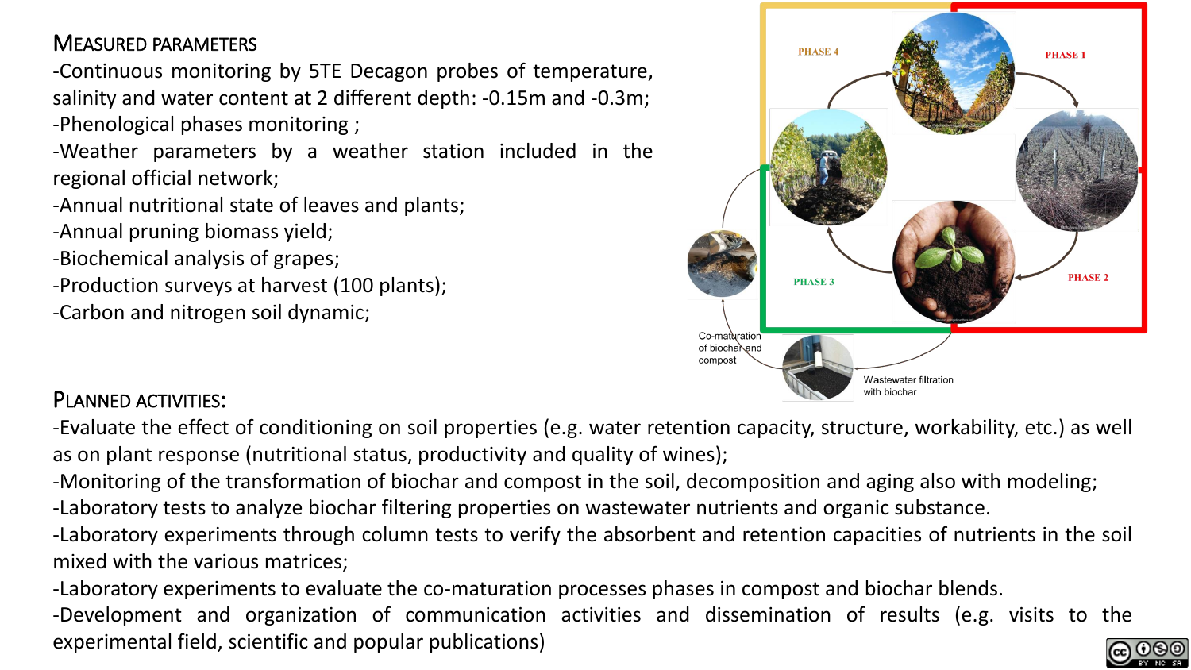## Measured parameters

- Continuous monitoring by 5TE Decagon probes of temperature, salinity and water content at 2 different depth: -0.15m and -0.3m;
- Phenological phases monitoring ;
- Weather parameters by a weather station included in the regional official network;
- Annual nutritional state of leaves and plants;
- Annual pruning biomass yield;
- Biochemical analysis of grapes;
- Production surveys at harvest (100 plants);
- Carbon and nitrogen soil dynamic;

PHASE 4

PHASE 1

PHASE 2

PHASE 3

Co-maturation of biochar and compost

Wastewater filtration with biochar

## Planned activities:

- Evaluate the effect of conditioning on soil properties (e.g. water retention capacity, structure, workability, etc.) as well as on plant response (nutritional status, productivity and quality of wines);
- Monitoring of the transformation of biochar and compost in the soil, decomposition and aging also with modeling;
- Laboratory tests to analyze biochar filtering properties on wastewater nutrients and organic substance.
- Laboratory experiments through column tests to verify the absorbent and retention capacities of nutrients in the soil mixed with the various matrices;
- Laboratory experiments to evaluate the co-maturation processes phases in compost and biochar blends.
- Development and organization of communication activities and dissemination of results (e.g. visits to the experimental field, scientific and popular publications)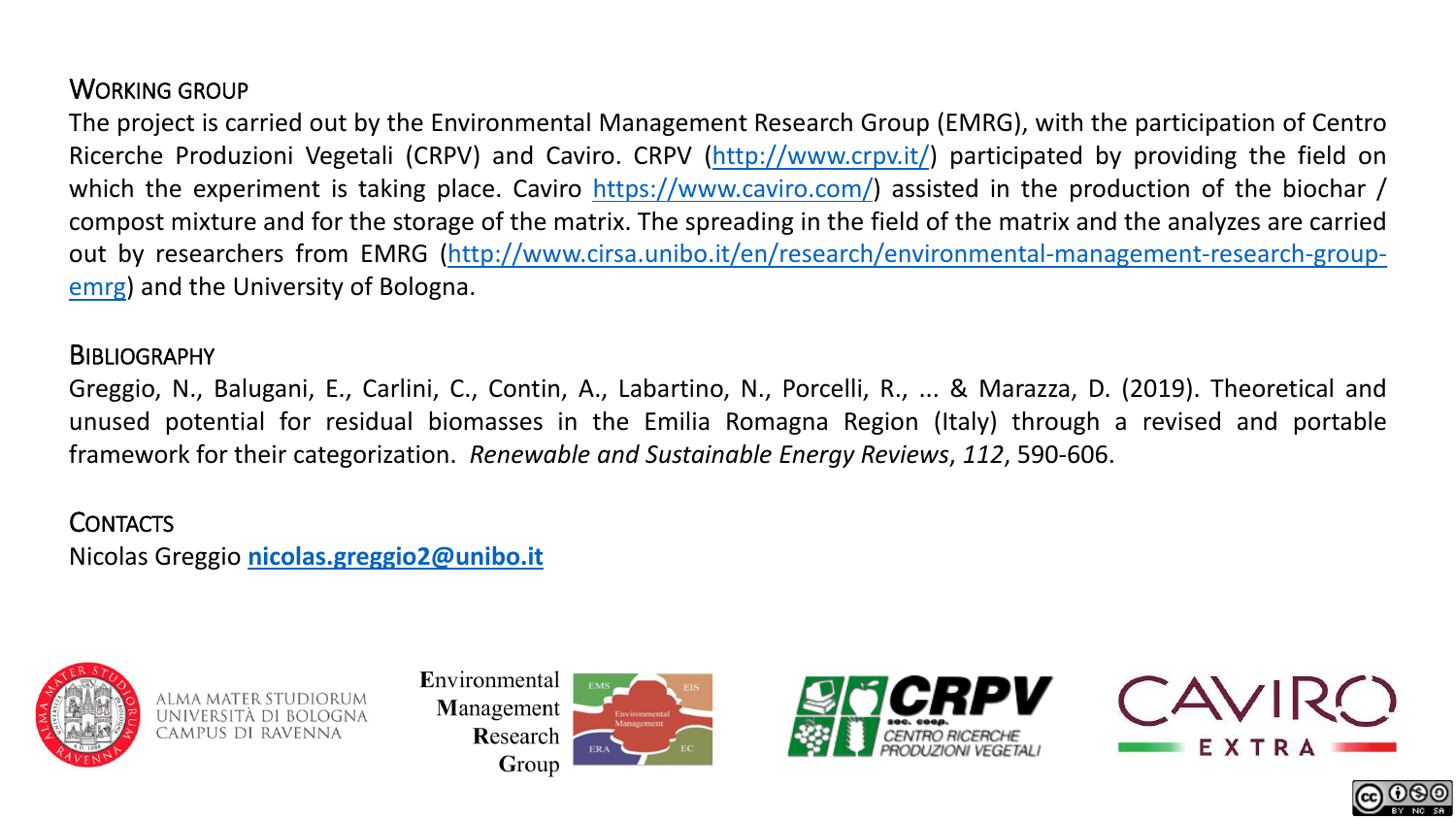## Working Group

The project is carried out by the Environmental Management Research Group (EMRG), with the participation of Centro Ricerche Produzioni Vegetali (CRPV) and Caviro. CRPV (http://www.crpv.it/) participated by providing the field on which the experiment is taking place. Caviro https://www.caviro.com/) assisted in the production of the biochar / compost mixture and for the storage of the matrix. The spreading in the field of the matrix and the analyzes are carried out by researchers from EMRG (http://www.cirsa.unibo.it/en/research/environmental-management-research-group-emrg) and the University of Bologna.

## Bibliography

Greggio, N., Balugani, E., Carlini, C., Contin, A., Labartino, N., Porcelli, R., ... & Marazza, D. (2019). Theoretical and unused potential for residual biomasses in the Emilia Romagna Region (Italy) through a revised and portable framework for their categorization. *Renewable and Sustainable Energy Reviews*, *112*, 590-606.

## Contacts

Nicolas Greggio **nicolas.greggio2@unibo.it**

ALMA MATER STUDIORUM UNIVERSITÀ DI BOLOGNA CAMPUS DI RAVENNA

Environmental Management Research Group

CRPV soc. coop. CENTRO RICERCHE PRODUZIONI VEGETALI

CAVIRO EXTRA